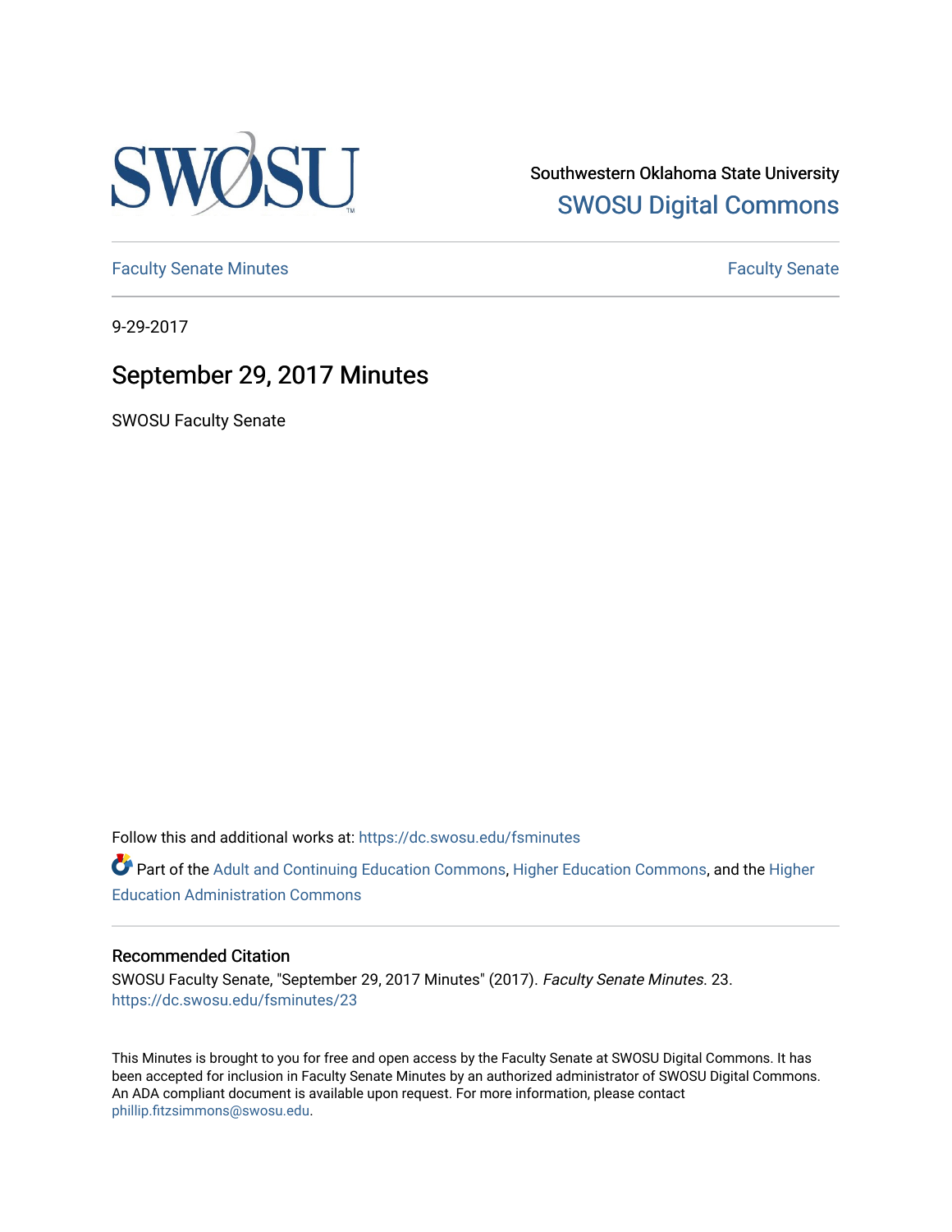Southwestern Oklahoma State University

SWOSU Digital Commons

Faculty Senate Minutes

Faculty Senate

9-29-2017

# September 29, 2017 Minutes

SWOSU Faculty Senate

Follow this and additional works at: https://dc.swosu.edu/fsminutes

Part of the Adult and Continuing Education Commons, Higher Education Commons, and the Higher Education Administration Commons

## Recommended Citation

SWOSU Faculty Senate, "September 29, 2017 Minutes" (2017). *Faculty Senate Minutes*. 23.
https://dc.swosu.edu/fsminutes/23

This Minutes is brought to you for free and open access by the Faculty Senate at SWOSU Digital Commons. It has been accepted for inclusion in Faculty Senate Minutes by an authorized administrator of SWOSU Digital Commons. An ADA compliant document is available upon request. For more information, please contact phillip.fitzsimmons@swosu.edu.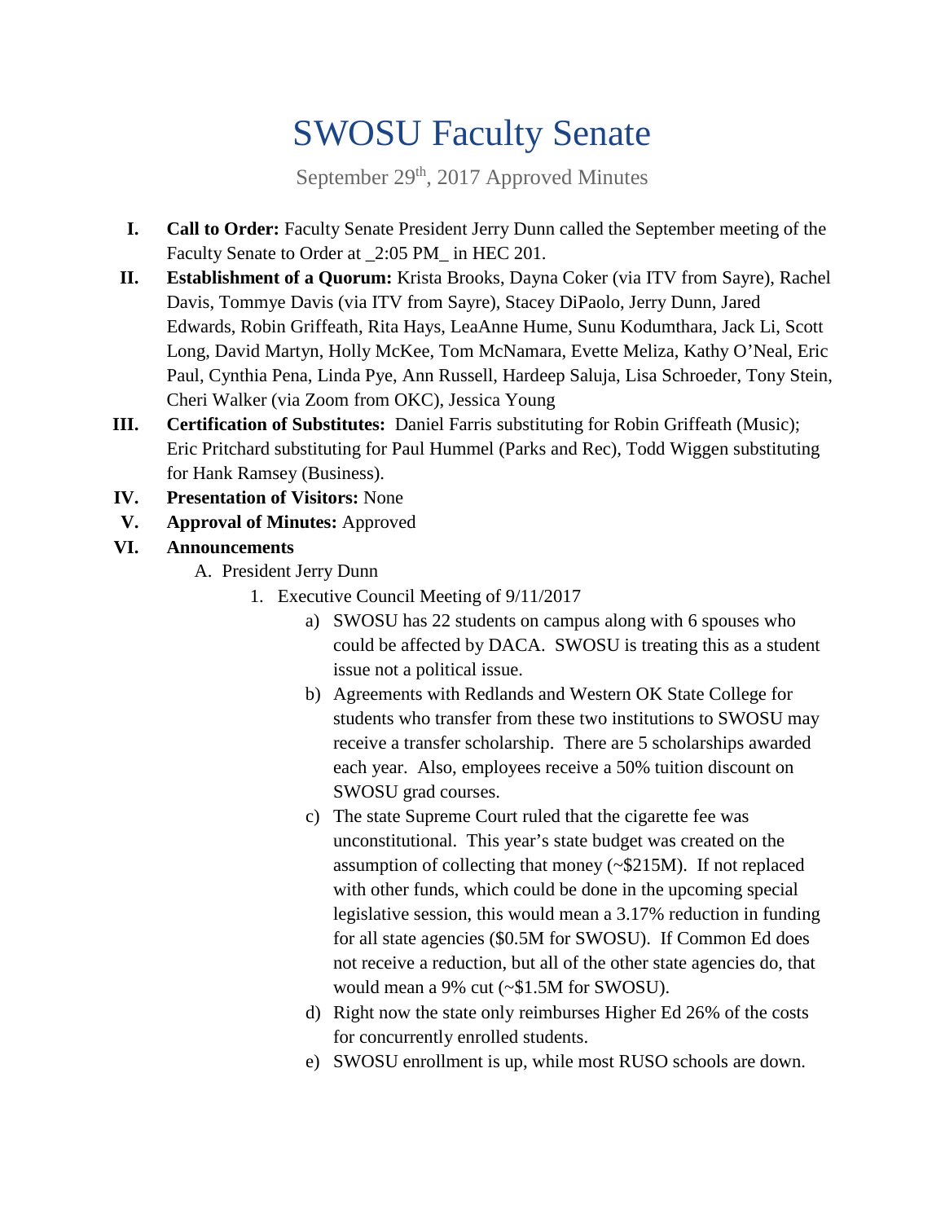# SWOSU Faculty Senate

September 29th, 2017 Approved Minutes

I. **Call to Order:** Faculty Senate President Jerry Dunn called the September meeting of the Faculty Senate to Order at _2:05 PM_ in HEC 201.

II. **Establishment of a Quorum:** Krista Brooks, Dayna Coker (via ITV from Sayre), Rachel Davis, Tommye Davis (via ITV from Sayre), Stacey DiPaolo, Jerry Dunn, Jared Edwards, Robin Griffeath, Rita Hays, LeaAnne Hume, Sunu Kodumthara, Jack Li, Scott Long, David Martyn, Holly McKee, Tom McNamara, Evette Meliza, Kathy O'Neal, Eric Paul, Cynthia Pena, Linda Pye, Ann Russell, Hardeep Saluja, Lisa Schroeder, Tony Stein, Cheri Walker (via Zoom from OKC), Jessica Young

III. **Certification of Substitutes:** Daniel Farris substituting for Robin Griffeath (Music); Eric Pritchard substituting for Paul Hummel (Parks and Rec), Todd Wiggen substituting for Hank Ramsey (Business).

IV. **Presentation of Visitors:** None

V. **Approval of Minutes:** Approved

VI. **Announcements**

   A. President Jerry Dunn

      1. Executive Council Meeting of 9/11/2017

         a) SWOSU has 22 students on campus along with 6 spouses who could be affected by DACA. SWOSU is treating this as a student issue not a political issue.

         b) Agreements with Redlands and Western OK State College for students who transfer from these two institutions to SWOSU may receive a transfer scholarship. There are 5 scholarships awarded each year. Also, employees receive a 50% tuition discount on SWOSU grad courses.

         c) The state Supreme Court ruled that the cigarette fee was unconstitutional. This year's state budget was created on the assumption of collecting that money (~$215M). If not replaced with other funds, which could be done in the upcoming special legislative session, this would mean a 3.17% reduction in funding for all state agencies ($0.5M for SWOSU). If Common Ed does not receive a reduction, but all of the other state agencies do, that would mean a 9% cut (~$1.5M for SWOSU).

         d) Right now the state only reimburses Higher Ed 26% of the costs for concurrently enrolled students.

         e) SWOSU enrollment is up, while most RUSO schools are down.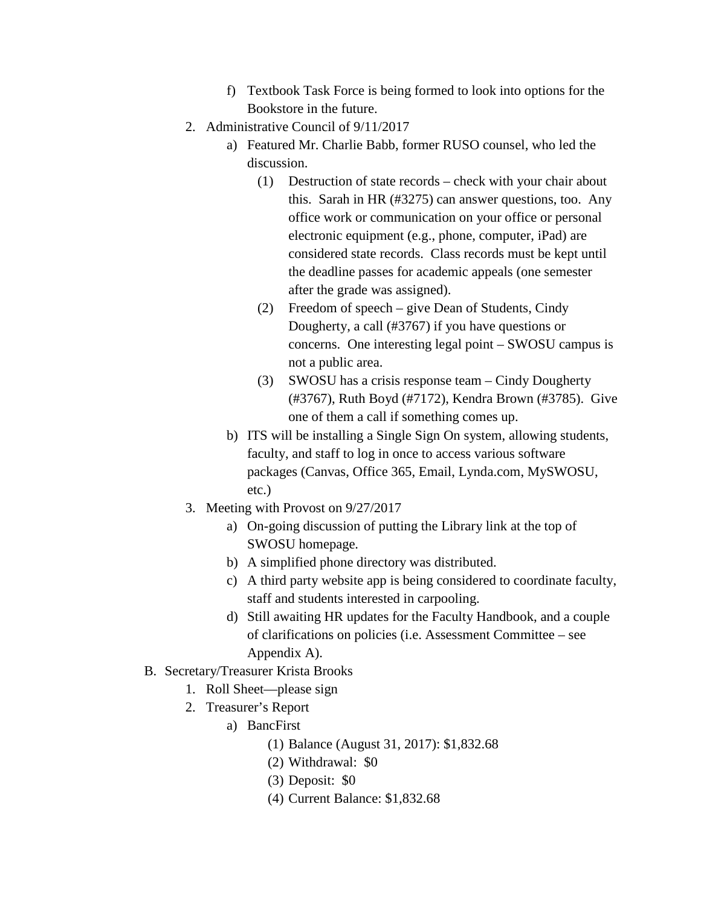- f) Textbook Task Force is being formed to look into options for the Bookstore in the future.

2. Administrative Council of 9/11/2017
   - a) Featured Mr. Charlie Babb, former RUSO counsel, who led the discussion.
     - (1) Destruction of state records – check with your chair about this. Sarah in HR (#3275) can answer questions, too. Any office work or communication on your office or personal electronic equipment (e.g., phone, computer, iPad) are considered state records. Class records must be kept until the deadline passes for academic appeals (one semester after the grade was assigned).
     - (2) Freedom of speech – give Dean of Students, Cindy Dougherty, a call (#3767) if you have questions or concerns. One interesting legal point – SWOSU campus is not a public area.
     - (3) SWOSU has a crisis response team – Cindy Dougherty (#3767), Ruth Boyd (#7172), Kendra Brown (#3785). Give one of them a call if something comes up.
   - b) ITS will be installing a Single Sign On system, allowing students, faculty, and staff to log in once to access various software packages (Canvas, Office 365, Email, Lynda.com, MySWOSU, etc.)

3. Meeting with Provost on 9/27/2017
   - a) On-going discussion of putting the Library link at the top of SWOSU homepage.
   - b) A simplified phone directory was distributed.
   - c) A third party website app is being considered to coordinate faculty, staff and students interested in carpooling.
   - d) Still awaiting HR updates for the Faculty Handbook, and a couple of clarifications on policies (i.e. Assessment Committee – see Appendix A).

B. Secretary/Treasurer Krista Brooks

1. Roll Sheet—please sign
2. Treasurer's Report
   - a) BancFirst
     - (1) Balance (August 31, 2017): $1,832.68
     - (2) Withdrawal: $0
     - (3) Deposit: $0
     - (4) Current Balance: $1,832.68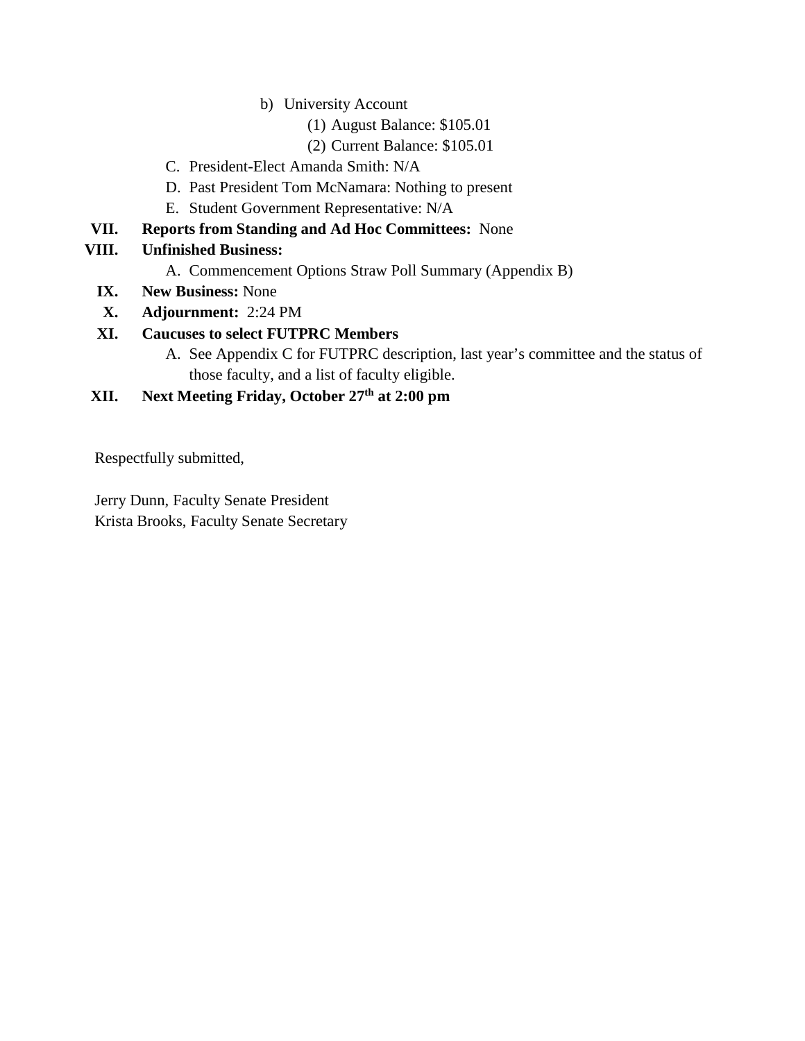b) University Account
            (1) August Balance: $105.01
            (2) Current Balance: $105.01
    C. President-Elect Amanda Smith: N/A
    D. Past President Tom McNamara: Nothing to present
    E. Student Government Representative: N/A

VII. **Reports from Standing and Ad Hoc Committees:** None

VIII. **Unfinished Business:**
    A. Commencement Options Straw Poll Summary (Appendix B)

IX. **New Business:** None

X. **Adjournment:** 2:24 PM

XI. **Caucuses to select FUTPRC Members**
    A. See Appendix C for FUTPRC description, last year's committee and the status of those faculty, and a list of faculty eligible.

XII. **Next Meeting Friday, October 27th at 2:00 pm**

Respectfully submitted,

Jerry Dunn, Faculty Senate President
Krista Brooks, Faculty Senate Secretary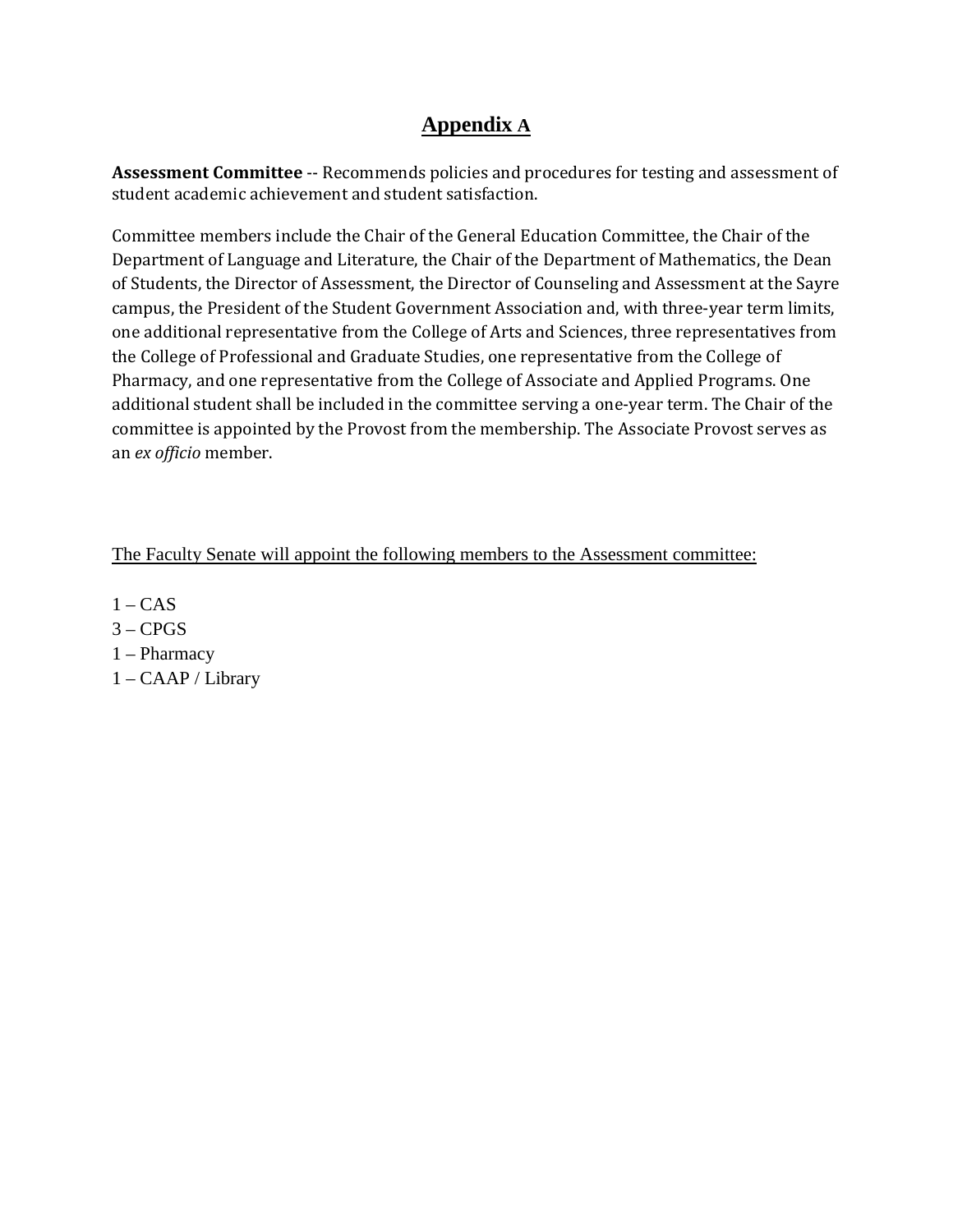# Appendix A

**Assessment Committee** -- Recommends policies and procedures for testing and assessment of student academic achievement and student satisfaction.

Committee members include the Chair of the General Education Committee, the Chair of the Department of Language and Literature, the Chair of the Department of Mathematics, the Dean of Students, the Director of Assessment, the Director of Counseling and Assessment at the Sayre campus, the President of the Student Government Association and, with three-year term limits, one additional representative from the College of Arts and Sciences, three representatives from the College of Professional and Graduate Studies, one representative from the College of Pharmacy, and one representative from the College of Associate and Applied Programs. One additional student shall be included in the committee serving a one-year term. The Chair of the committee is appointed by the Provost from the membership. The Associate Provost serves as an *ex officio* member.

The Faculty Senate will appoint the following members to the Assessment committee:

1 – CAS
3 – CPGS
1 – Pharmacy
1 – CAAP / Library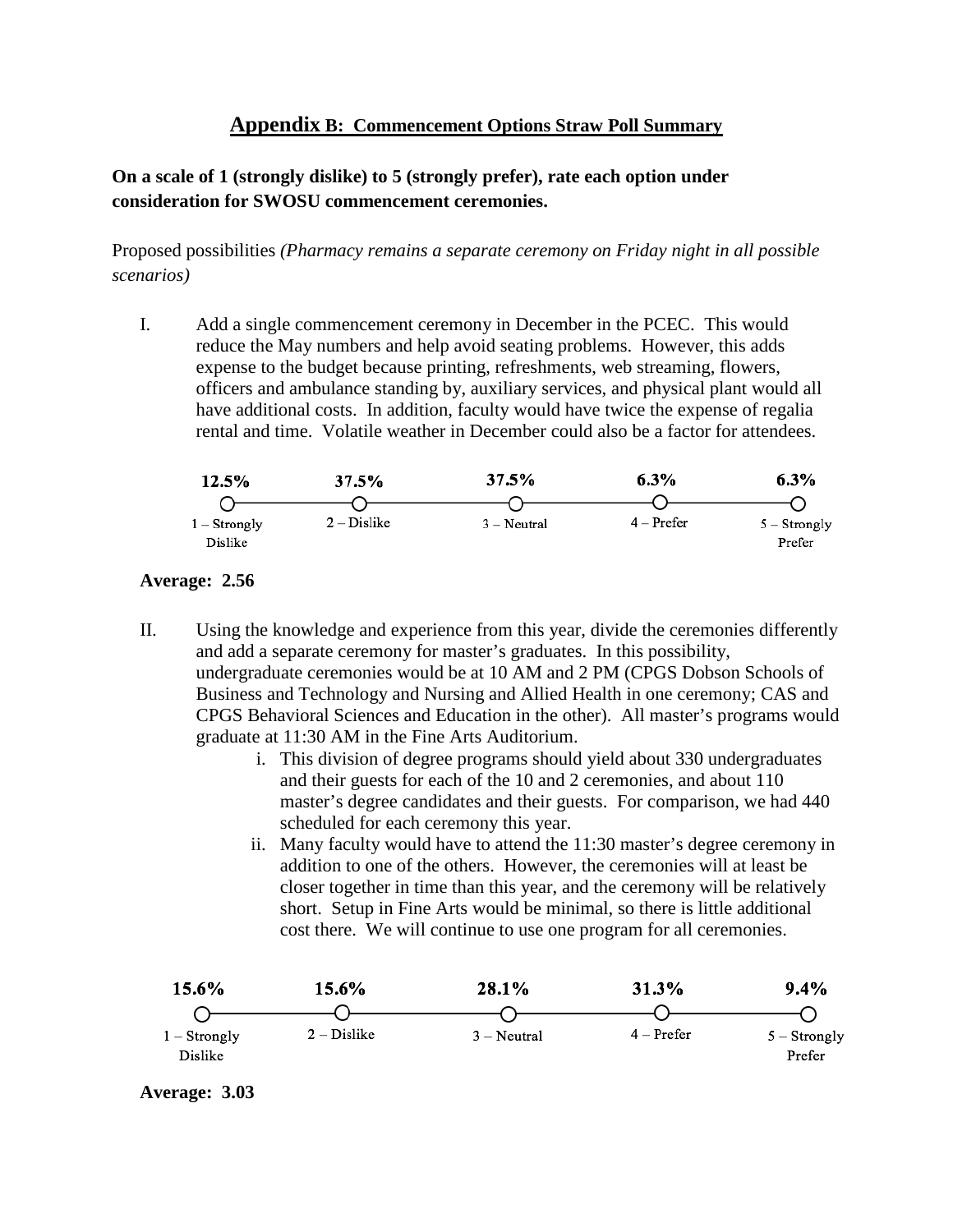## Appendix B: Commencement Options Straw Poll Summary

**On a scale of 1 (strongly dislike) to 5 (strongly prefer), rate each option under consideration for SWOSU commencement ceremonies.**

Proposed possibilities *(Pharmacy remains a separate ceremony on Friday night in all possible scenarios)*

I. Add a single commencement ceremony in December in the PCEC. This would reduce the May numbers and help avoid seating problems. However, this adds expense to the budget because printing, refreshments, web streaming, flowers, officers and ambulance standing by, auxiliary services, and physical plant would all have additional costs. In addition, faculty would have twice the expense of regalia rental and time. Volatile weather in December could also be a factor for attendees.

| 1 – Strongly Dislike | 2 – Dislike | 3 – Neutral | 4 – Prefer | 5 – Strongly Prefer |
|---|---|---|---|---|
| 12.5% | 37.5% | 37.5% | 6.3% | 6.3% |

**Average: 2.56**

II. Using the knowledge and experience from this year, divide the ceremonies differently and add a separate ceremony for master's graduates. In this possibility, undergraduate ceremonies would be at 10 AM and 2 PM (CPGS Dobson Schools of Business and Technology and Nursing and Allied Health in one ceremony; CAS and CPGS Behavioral Sciences and Education in the other). All master's programs would graduate at 11:30 AM in the Fine Arts Auditorium.

   i. This division of degree programs should yield about 330 undergraduates and their guests for each of the 10 and 2 ceremonies, and about 110 master's degree candidates and their guests. For comparison, we had 440 scheduled for each ceremony this year.

   ii. Many faculty would have to attend the 11:30 master's degree ceremony in addition to one of the others. However, the ceremonies will at least be closer together in time than this year, and the ceremony will be relatively short. Setup in Fine Arts would be minimal, so there is little additional cost there. We will continue to use one program for all ceremonies.

| 1 – Strongly Dislike | 2 – Dislike | 3 – Neutral | 4 – Prefer | 5 – Strongly Prefer |
|---|---|---|---|---|
| 15.6% | 15.6% | 28.1% | 31.3% | 9.4% |

**Average: 3.03**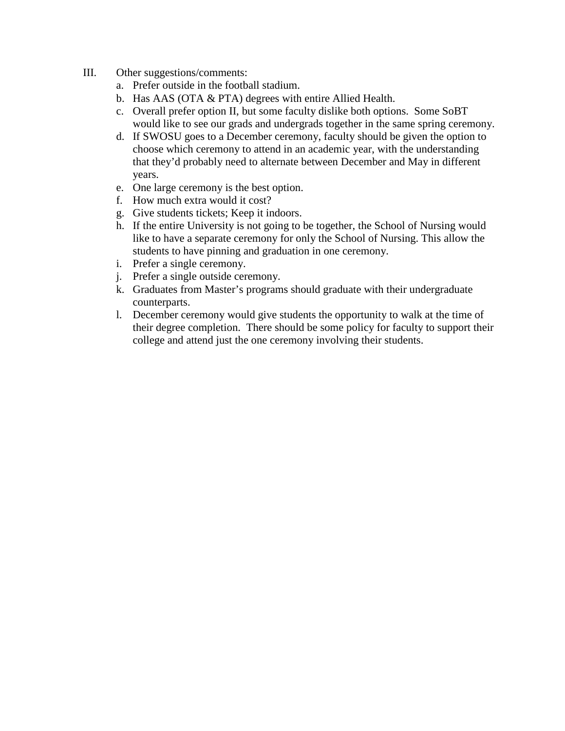III. Other suggestions/comments:

a. Prefer outside in the football stadium.
b. Has AAS (OTA & PTA) degrees with entire Allied Health.
c. Overall prefer option II, but some faculty dislike both options. Some SoBT would like to see our grads and undergrads together in the same spring ceremony.
d. If SWOSU goes to a December ceremony, faculty should be given the option to choose which ceremony to attend in an academic year, with the understanding that they'd probably need to alternate between December and May in different years.
e. One large ceremony is the best option.
f. How much extra would it cost?
g. Give students tickets; Keep it indoors.
h. If the entire University is not going to be together, the School of Nursing would like to have a separate ceremony for only the School of Nursing. This allow the students to have pinning and graduation in one ceremony.
i. Prefer a single ceremony.
j. Prefer a single outside ceremony.
k. Graduates from Master's programs should graduate with their undergraduate counterparts.
l. December ceremony would give students the opportunity to walk at the time of their degree completion. There should be some policy for faculty to support their college and attend just the one ceremony involving their students.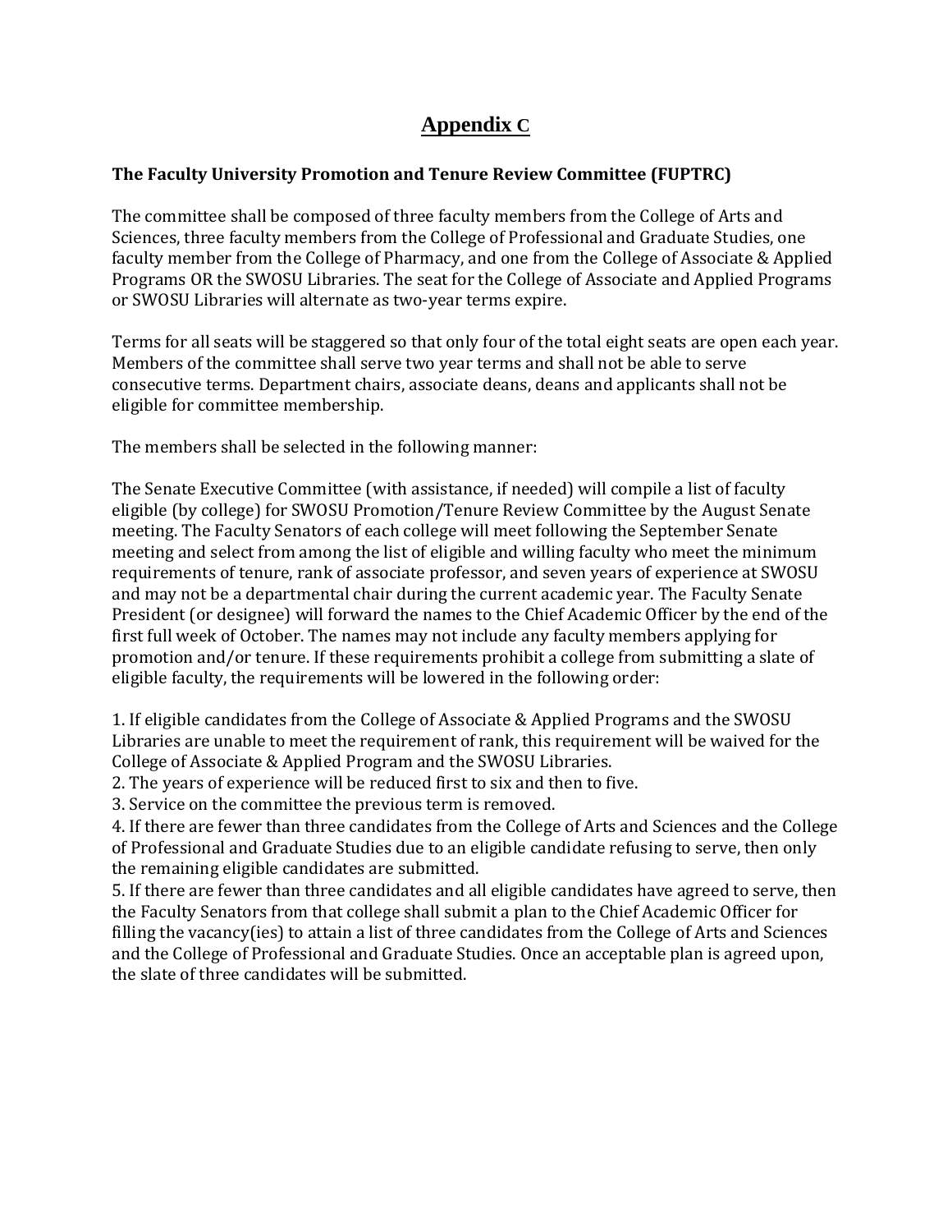# Appendix C

**The Faculty University Promotion and Tenure Review Committee (FUPTRC)**

The committee shall be composed of three faculty members from the College of Arts and Sciences, three faculty members from the College of Professional and Graduate Studies, one faculty member from the College of Pharmacy, and one from the College of Associate & Applied Programs OR the SWOSU Libraries. The seat for the College of Associate and Applied Programs or SWOSU Libraries will alternate as two-year terms expire.

Terms for all seats will be staggered so that only four of the total eight seats are open each year. Members of the committee shall serve two year terms and shall not be able to serve consecutive terms. Department chairs, associate deans, deans and applicants shall not be eligible for committee membership.

The members shall be selected in the following manner:

The Senate Executive Committee (with assistance, if needed) will compile a list of faculty eligible (by college) for SWOSU Promotion/Tenure Review Committee by the August Senate meeting. The Faculty Senators of each college will meet following the September Senate meeting and select from among the list of eligible and willing faculty who meet the minimum requirements of tenure, rank of associate professor, and seven years of experience at SWOSU and may not be a departmental chair during the current academic year. The Faculty Senate President (or designee) will forward the names to the Chief Academic Officer by the end of the first full week of October. The names may not include any faculty members applying for promotion and/or tenure. If these requirements prohibit a college from submitting a slate of eligible faculty, the requirements will be lowered in the following order:

1. If eligible candidates from the College of Associate & Applied Programs and the SWOSU Libraries are unable to meet the requirement of rank, this requirement will be waived for the College of Associate & Applied Program and the SWOSU Libraries.
2. The years of experience will be reduced first to six and then to five.
3. Service on the committee the previous term is removed.
4. If there are fewer than three candidates from the College of Arts and Sciences and the College of Professional and Graduate Studies due to an eligible candidate refusing to serve, then only the remaining eligible candidates are submitted.
5. If there are fewer than three candidates and all eligible candidates have agreed to serve, then the Faculty Senators from that college shall submit a plan to the Chief Academic Officer for filling the vacancy(ies) to attain a list of three candidates from the College of Arts and Sciences and the College of Professional and Graduate Studies. Once an acceptable plan is agreed upon, the slate of three candidates will be submitted.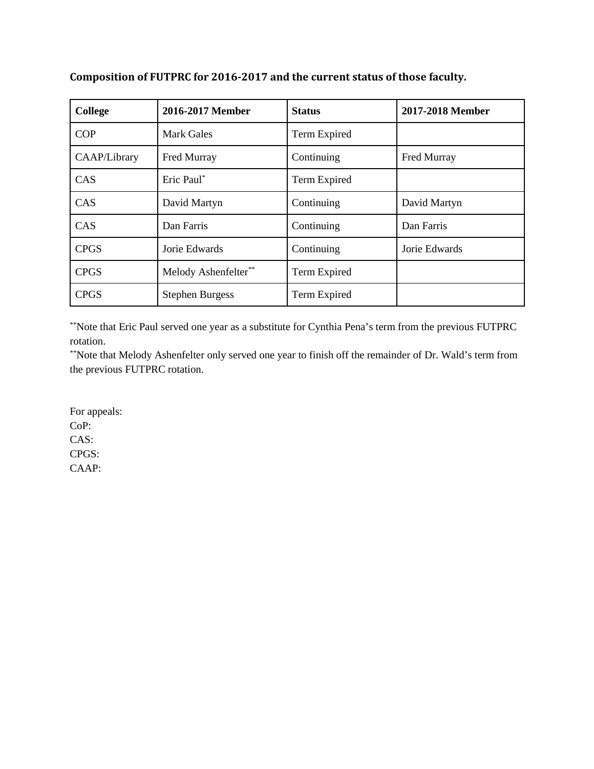**Composition of FUTPRC for 2016-2017 and the current status of those faculty.**

| College | 2016-2017 Member | Status | 2017-2018 Member |
|---|---|---|---|
| COP | Mark Gales | Term Expired | |
| CAAP/Library | Fred Murray | Continuing | Fred Murray |
| CAS | Eric Paul* | Term Expired | |
| CAS | David Martyn | Continuing | David Martyn |
| CAS | Dan Farris | Continuing | Dan Farris |
| CPGS | Jorie Edwards | Continuing | Jorie Edwards |
| CPGS | Melody Ashenfelter** | Term Expired | |
| CPGS | Stephen Burgess | Term Expired | |

**Note that Eric Paul served one year as a substitute for Cynthia Pena's term from the previous FUTPRC rotation.

**Note that Melody Ashenfelter only served one year to finish off the remainder of Dr. Wald's term from the previous FUTPRC rotation.

For appeals:
CoP:
CAS:
CPGS:
CAAP: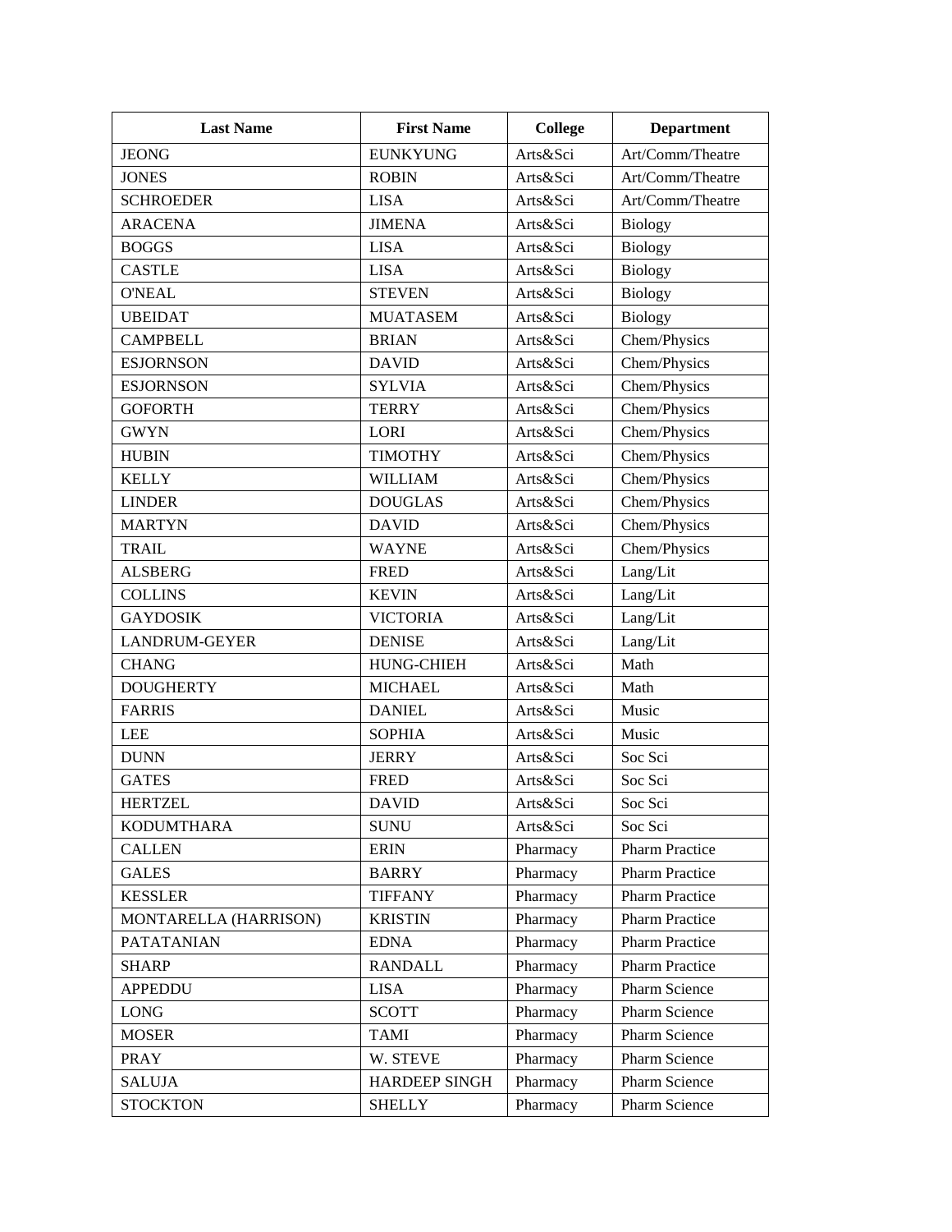| Last Name | First Name | College | Department |
|---|---|---|---|
| JEONG | EUNKYUNG | Arts&Sci | Art/Comm/Theatre |
| JONES | ROBIN | Arts&Sci | Art/Comm/Theatre |
| SCHROEDER | LISA | Arts&Sci | Art/Comm/Theatre |
| ARACENA | JIMENA | Arts&Sci | Biology |
| BOGGS | LISA | Arts&Sci | Biology |
| CASTLE | LISA | Arts&Sci | Biology |
| O'NEAL | STEVEN | Arts&Sci | Biology |
| UBEIDAT | MUATASEM | Arts&Sci | Biology |
| CAMPBELL | BRIAN | Arts&Sci | Chem/Physics |
| ESJORNSON | DAVID | Arts&Sci | Chem/Physics |
| ESJORNSON | SYLVIA | Arts&Sci | Chem/Physics |
| GOFORTH | TERRY | Arts&Sci | Chem/Physics |
| GWYN | LORI | Arts&Sci | Chem/Physics |
| HUBIN | TIMOTHY | Arts&Sci | Chem/Physics |
| KELLY | WILLIAM | Arts&Sci | Chem/Physics |
| LINDER | DOUGLAS | Arts&Sci | Chem/Physics |
| MARTYN | DAVID | Arts&Sci | Chem/Physics |
| TRAIL | WAYNE | Arts&Sci | Chem/Physics |
| ALSBERG | FRED | Arts&Sci | Lang/Lit |
| COLLINS | KEVIN | Arts&Sci | Lang/Lit |
| GAYDOSIK | VICTORIA | Arts&Sci | Lang/Lit |
| LANDRUM-GEYER | DENISE | Arts&Sci | Lang/Lit |
| CHANG | HUNG-CHIEH | Arts&Sci | Math |
| DOUGHERTY | MICHAEL | Arts&Sci | Math |
| FARRIS | DANIEL | Arts&Sci | Music |
| LEE | SOPHIA | Arts&Sci | Music |
| DUNN | JERRY | Arts&Sci | Soc Sci |
| GATES | FRED | Arts&Sci | Soc Sci |
| HERTZEL | DAVID | Arts&Sci | Soc Sci |
| KODUMTHARA | SUNU | Arts&Sci | Soc Sci |
| CALLEN | ERIN | Pharmacy | Pharm Practice |
| GALES | BARRY | Pharmacy | Pharm Practice |
| KESSLER | TIFFANY | Pharmacy | Pharm Practice |
| MONTARELLA (HARRISON) | KRISTIN | Pharmacy | Pharm Practice |
| PATATANIAN | EDNA | Pharmacy | Pharm Practice |
| SHARP | RANDALL | Pharmacy | Pharm Practice |
| APPEDDU | LISA | Pharmacy | Pharm Science |
| LONG | SCOTT | Pharmacy | Pharm Science |
| MOSER | TAMI | Pharmacy | Pharm Science |
| PRAY | W. STEVE | Pharmacy | Pharm Science |
| SALUJA | HARDEEP SINGH | Pharmacy | Pharm Science |
| STOCKTON | SHELLY | Pharmacy | Pharm Science |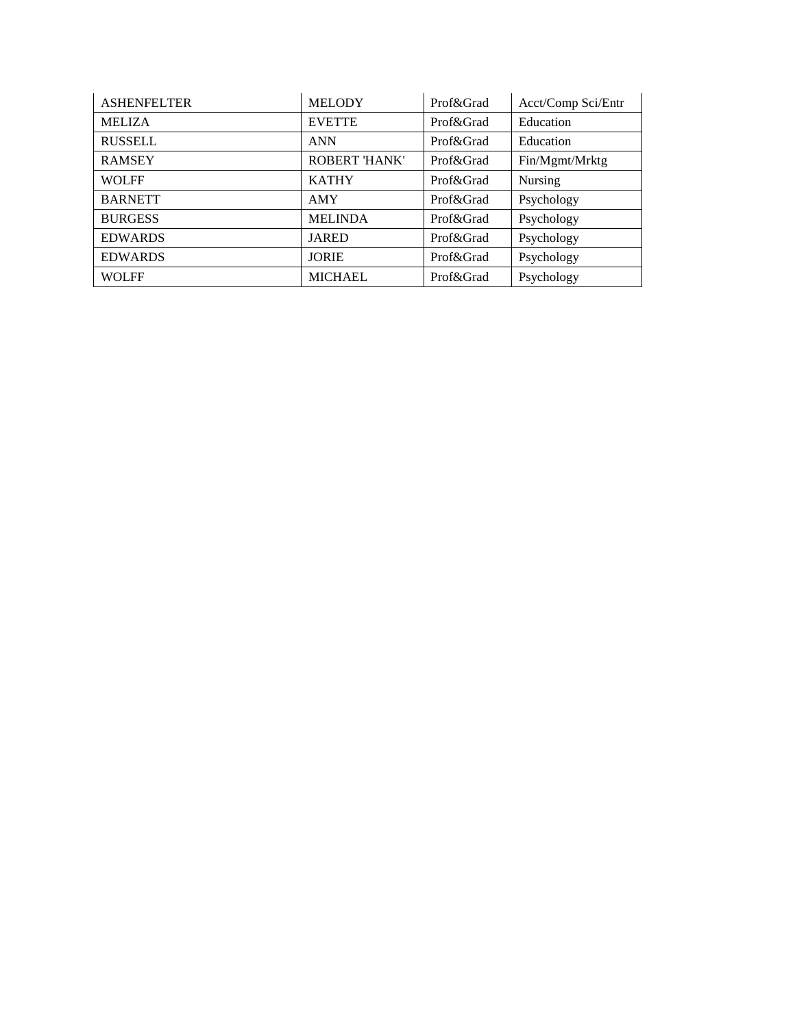| | | | |
|---|---|---|---|
| ASHENFELTER | MELODY | Prof&Grad | Acct/Comp Sci/Entr |
| MELIZA | EVETTE | Prof&Grad | Education |
| RUSSELL | ANN | Prof&Grad | Education |
| RAMSEY | ROBERT 'HANK' | Prof&Grad | Fin/Mgmt/Mrktg |
| WOLFF | KATHY | Prof&Grad | Nursing |
| BARNETT | AMY | Prof&Grad | Psychology |
| BURGESS | MELINDA | Prof&Grad | Psychology |
| EDWARDS | JARED | Prof&Grad | Psychology |
| EDWARDS | JORIE | Prof&Grad | Psychology |
| WOLFF | MICHAEL | Prof&Grad | Psychology |